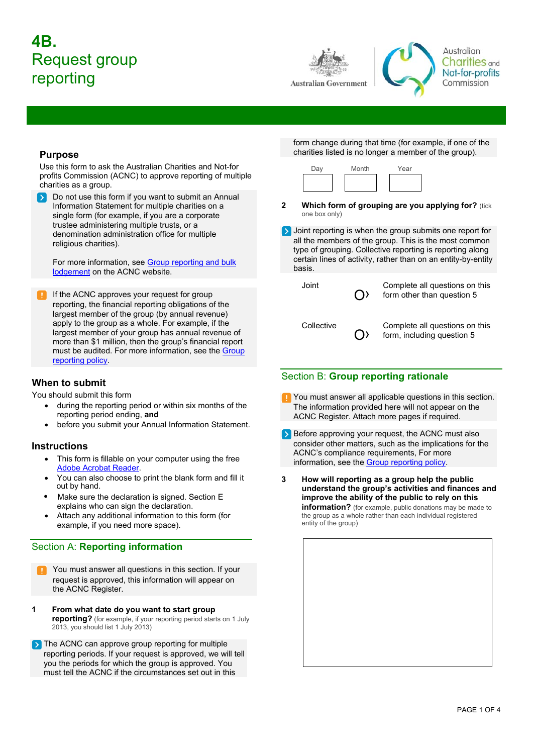# 4B. Request group reporting

Australian Government | Australian Charities and Not-for-profits Commission

## Purpose

Use this form to ask the Australian Charities and Not-for profits Commission (ACNC) to approve reporting of multiple charities as a group.

Do not use this form if you want to submit an Annual Information Statement for multiple charities on a single form (for example, if you are a corporate trustee administering multiple trusts, or a denomination administration office for multiple religious charities).

For more information, see Group reporting and bulk lodgement on the ACNC website.

If the ACNC approves your request for group reporting, the financial reporting obligations of the largest member of the group (by annual revenue) apply to the group as a whole. For example, if the largest member of your group has annual revenue of more than $1 million, then the group's financial report must be audited. For more information, see the Group reporting policy.

## When to submit

You should submit this form

- during the reporting period or within six months of the reporting period ending, **and**
- before you submit your Annual Information Statement.

## Instructions

- This form is fillable on your computer using the free Adobe Acrobat Reader.
- You can also choose to print the blank form and fill it out by hand.
- Make sure the declaration is signed. Section E explains who can sign the declaration.
- Attach any additional information to this form (for example, if you need more space).

## Section A: Reporting information

You must answer all questions in this section. If your request is approved, this information will appear on the ACNC Register.

**1 From what date do you want to start group reporting?** (for example, if your reporting period starts on 1 July 2013, you should list 1 July 2013)

The ACNC can approve group reporting for multiple reporting periods. If your request is approved, we will tell you the periods for which the group is approved. You must tell the ACNC if the circumstances set out in this form change during that time (for example, if one of the charities listed is no longer a member of the group).

| Day | Month | Year |
|---|---|---|
| | | |

**2 Which form of grouping are you applying for?** (tick one box only)

Joint reporting is when the group submits one report for all the members of the group. This is the most common type of grouping. Collective reporting is reporting along certain lines of activity, rather than on an entity-by-entity basis.

| | | |
|---|---|---|
| Joint | ○ › | Complete all questions on this form other than question 5 |
| Collective | ○ › | Complete all questions on this form, including question 5 |

## Section B: Group reporting rationale

You must answer all applicable questions in this section. The information provided here will not appear on the ACNC Register. Attach more pages if required.

Before approving your request, the ACNC must also consider other matters, such as the implications for the ACNC's compliance requirements, For more information, see the Group reporting policy.

**3 How will reporting as a group help the public understand the group's activities and finances and improve the ability of the public to rely on this information?** (for example, public donations may be made to the group as a whole rather than each individual registered entity of the group)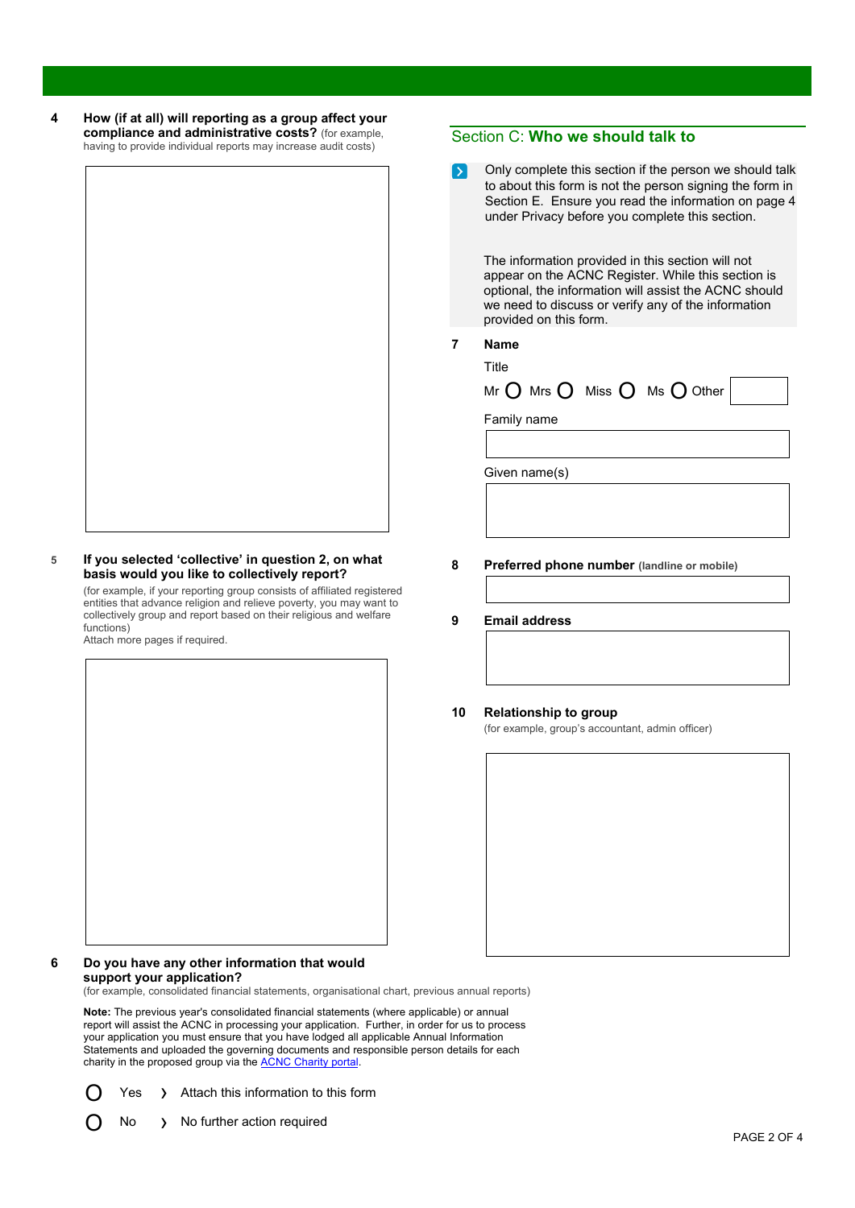**4 How (if at all) will reporting as a group affect your compliance and administrative costs?** (for example, having to provide individual reports may increase audit costs)

**5 If you selected 'collective' in question 2, on what basis would you like to collectively report?**

(for example, if your reporting group consists of affiliated registered entities that advance religion and relieve poverty, you may want to collectively group and report based on their religious and welfare functions)
Attach more pages if required.

**6 Do you have any other information that would support your application?**
(for example, consolidated financial statements, organisational chart, previous annual reports)

**Note:** The previous year's consolidated financial statements (where applicable) or annual report will assist the ACNC in processing your application. Further, in order for us to process your application you must ensure that you have lodged all applicable Annual Information Statements and uploaded the governing documents and responsible person details for each charity in the proposed group via the ACNC Charity portal.

- ○ Yes › Attach this information to this form
- ○ No › No further action required

## Section C: **Who we should talk to**

Only complete this section if the person we should talk to about this form is not the person signing the form in Section E. Ensure you read the information on page 4 under Privacy before you complete this section.

The information provided in this section will not appear on the ACNC Register. While this section is optional, the information will assist the ACNC should we need to discuss or verify any of the information provided on this form.

**7 Name**

Title

Mr ○ Mrs ○ Miss ○ Ms ○ Other

Family name

Given name(s)

**8 Preferred phone number** (landline or mobile)

**9 Email address**

**10 Relationship to group**
(for example, group's accountant, admin officer)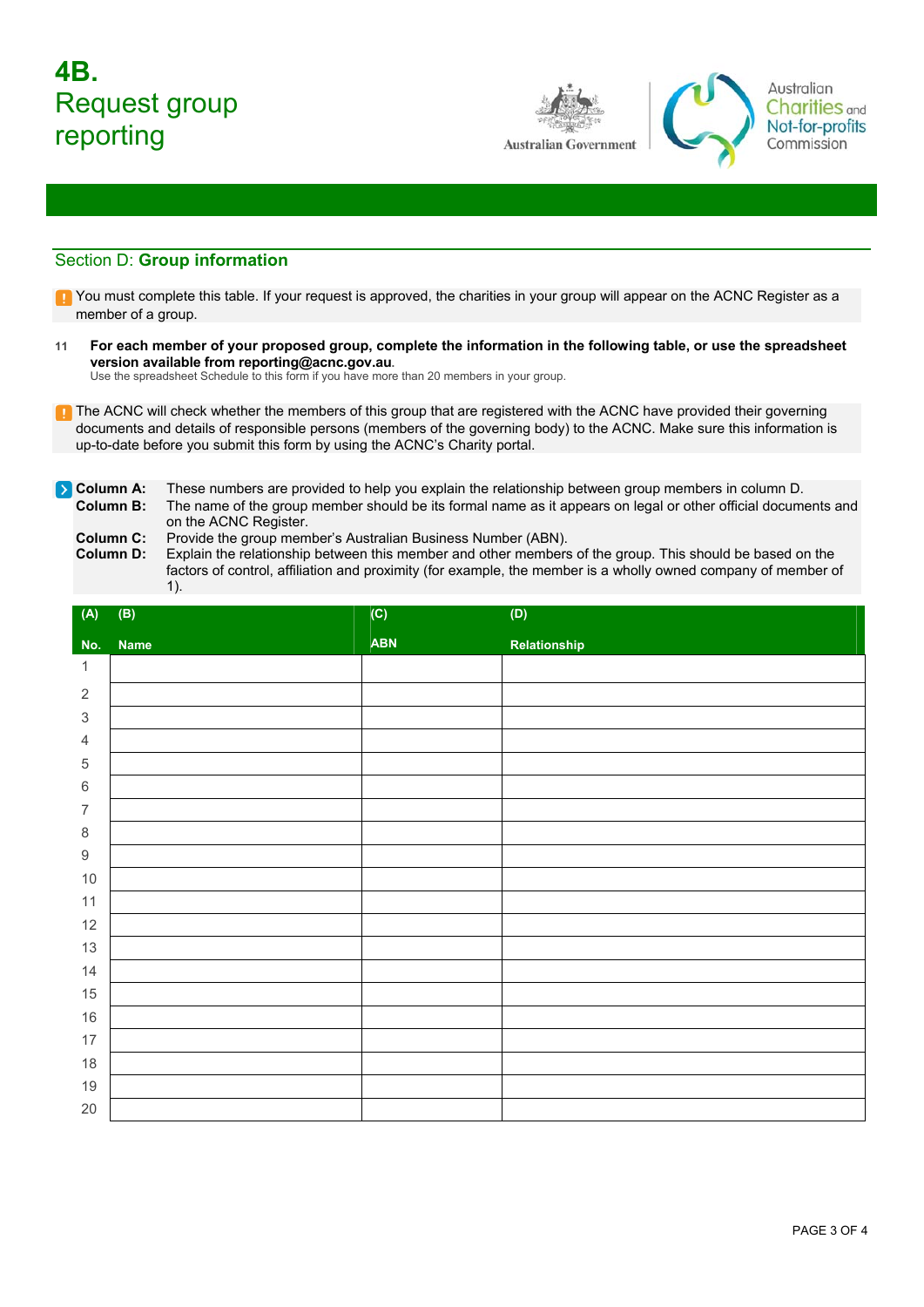# 4B.
# Request group reporting

Australian Government | Australian Charities and Not-for-profits Commission

## Section D: **Group information**

You must complete this table. If your request is approved, the charities in your group will appear on the ACNC Register as a member of a group.

11 **For each member of your proposed group, complete the information in the following table, or use the spreadsheet version available from reporting@acnc.gov.au**.
Use the spreadsheet Schedule to this form if you have more than 20 members in your group.

The ACNC will check whether the members of this group that are registered with the ACNC have provided their governing documents and details of responsible persons (members of the governing body) to the ACNC. Make sure this information is up-to-date before you submit this form by using the ACNC's Charity portal.

**Column A:** These numbers are provided to help you explain the relationship between group members in column D.
**Column B:** The name of the group member should be its formal name as it appears on legal or other official documents and on the ACNC Register.
**Column C:** Provide the group member's Australian Business Number (ABN).
**Column D:** Explain the relationship between this member and other members of the group. This should be based on the factors of control, affiliation and proximity (for example, the member is a wholly owned company of member of 1).

| (A) No. | (B) Name | (C) ABN | (D) Relationship |
|---|---|---|---|
| 1 | | | |
| 2 | | | |
| 3 | | | |
| 4 | | | |
| 5 | | | |
| 6 | | | |
| 7 | | | |
| 8 | | | |
| 9 | | | |
| 10 | | | |
| 11 | | | |
| 12 | | | |
| 13 | | | |
| 14 | | | |
| 15 | | | |
| 16 | | | |
| 17 | | | |
| 18 | | | |
| 19 | | | |
| 20 | | | |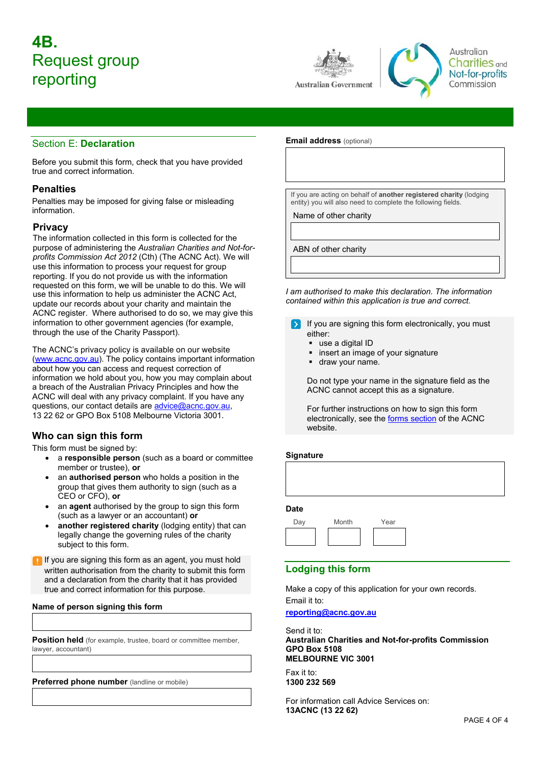# 4B. Request group reporting

## Section E: Declaration

Before you submit this form, check that you have provided true and correct information.

### Penalties

Penalties may be imposed for giving false or misleading information.

### Privacy

The information collected in this form is collected for the purpose of administering the *Australian Charities and Not-for-profits Commission Act 2012* (Cth) (The ACNC Act). We will use this information to process your request for group reporting. If you do not provide us with the information requested on this form, we will be unable to do this. We will use this information to help us administer the ACNC Act, update our records about your charity and maintain the ACNC register. Where authorised to do so, we may give this information to other government agencies (for example, through the use of the Charity Passport).

The ACNC's privacy policy is available on our website (www.acnc.gov.au). The policy contains important information about how you can access and request correction of information we hold about you, how you may complain about a breach of the Australian Privacy Principles and how the ACNC will deal with any privacy complaint. If you have any questions, our contact details are advice@acnc.gov.au, 13 22 62 or GPO Box 5108 Melbourne Victoria 3001.

### Who can sign this form

This form must be signed by:

- a **responsible person** (such as a board or committee member or trustee), **or**
- an **authorised person** who holds a position in the group that gives them authority to sign (such as a CEO or CFO), **or**
- an **agent** authorised by the group to sign this form (such as a lawyer or an accountant) **or**
- **another registered charity** (lodging entity) that can legally change the governing rules of the charity subject to this form.

! If you are signing this form as an agent, you must hold written authorisation from the charity to submit this form and a declaration from the charity that it has provided true and correct information for this purpose.

**Name of person signing this form**

**Position held** (for example, trustee, board or committee member, lawyer, accountant)

**Preferred phone number** (landline or mobile)

**Email address** (optional)

If you are acting on behalf of **another registered charity** (lodging entity) you will also need to complete the following fields.

Name of other charity

ABN of other charity

*I am authorised to make this declaration. The information contained within this application is true and correct.*

If you are signing this form electronically, you must either:

- use a digital ID
- insert an image of your signature
- draw your name.

Do not type your name in the signature field as the ACNC cannot accept this as a signature.

For further instructions on how to sign this form electronically, see the forms section of the ACNC website.

**Signature**

**Date**

Day | Month | Year

## Lodging this form

Make a copy of this application for your own records.

Email it to:

**reporting@acnc.gov.au**

Send it to:
**Australian Charities and Not-for-profits Commission**
**GPO Box 5108**
**MELBOURNE VIC 3001**

Fax it to:
**1300 232 569**

For information call Advice Services on:
**13ACNC (13 22 62)**